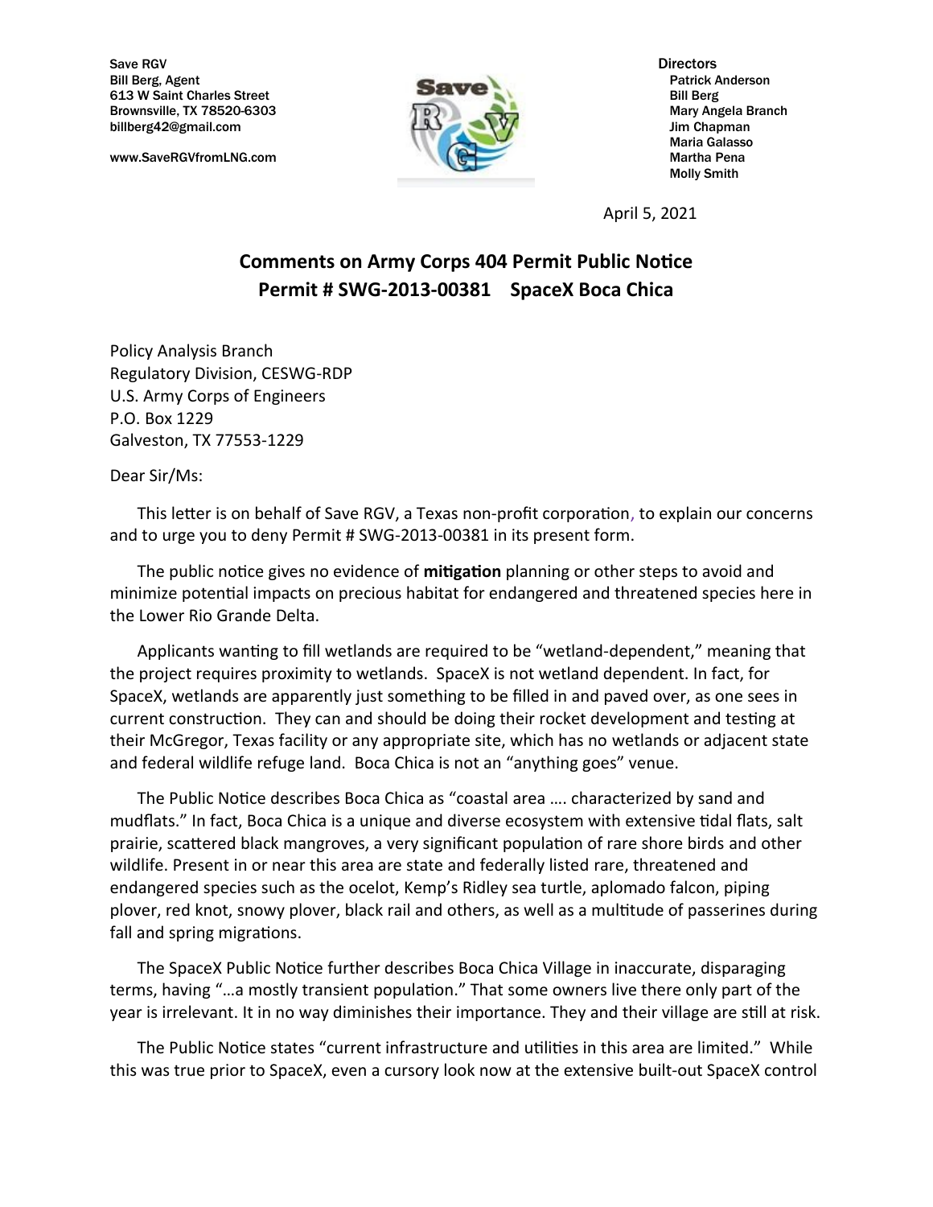Save RGV
Bill Berg, Agent
613 W Saint Charles Street
Brownsville, TX 78520-6303
billberg42@gmail.com

www.SaveRGVfromLNG.com

Directors
Patrick Anderson
Bill Berg
Mary Angela Branch
Jim Chapman
Maria Galasso
Martha Pena
Molly Smith

April 5, 2021

## Comments on Army Corps 404 Permit Public Notice
## Permit # SWG-2013-00381 SpaceX Boca Chica

Policy Analysis Branch
Regulatory Division, CESWG-RDP
U.S. Army Corps of Engineers
P.O. Box 1229
Galveston, TX 77553-1229

Dear Sir/Ms:

This letter is on behalf of Save RGV, a Texas non-profit corporation, to explain our concerns and to urge you to deny Permit # SWG-2013-00381 in its present form.

The public notice gives no evidence of **mitigation** planning or other steps to avoid and minimize potential impacts on precious habitat for endangered and threatened species here in the Lower Rio Grande Delta.

Applicants wanting to fill wetlands are required to be "wetland-dependent," meaning that the project requires proximity to wetlands. SpaceX is not wetland dependent. In fact, for SpaceX, wetlands are apparently just something to be filled in and paved over, as one sees in current construction. They can and should be doing their rocket development and testing at their McGregor, Texas facility or any appropriate site, which has no wetlands or adjacent state and federal wildlife refuge land. Boca Chica is not an "anything goes" venue.

The Public Notice describes Boca Chica as "coastal area …. characterized by sand and mudflats." In fact, Boca Chica is a unique and diverse ecosystem with extensive tidal flats, salt prairie, scattered black mangroves, a very significant population of rare shore birds and other wildlife. Present in or near this area are state and federally listed rare, threatened and endangered species such as the ocelot, Kemp's Ridley sea turtle, aplomado falcon, piping plover, red knot, snowy plover, black rail and others, as well as a multitude of passerines during fall and spring migrations.

The SpaceX Public Notice further describes Boca Chica Village in inaccurate, disparaging terms, having "…a mostly transient population." That some owners live there only part of the year is irrelevant. It in no way diminishes their importance. They and their village are still at risk.

The Public Notice states "current infrastructure and utilities in this area are limited." While this was true prior to SpaceX, even a cursory look now at the extensive built-out SpaceX control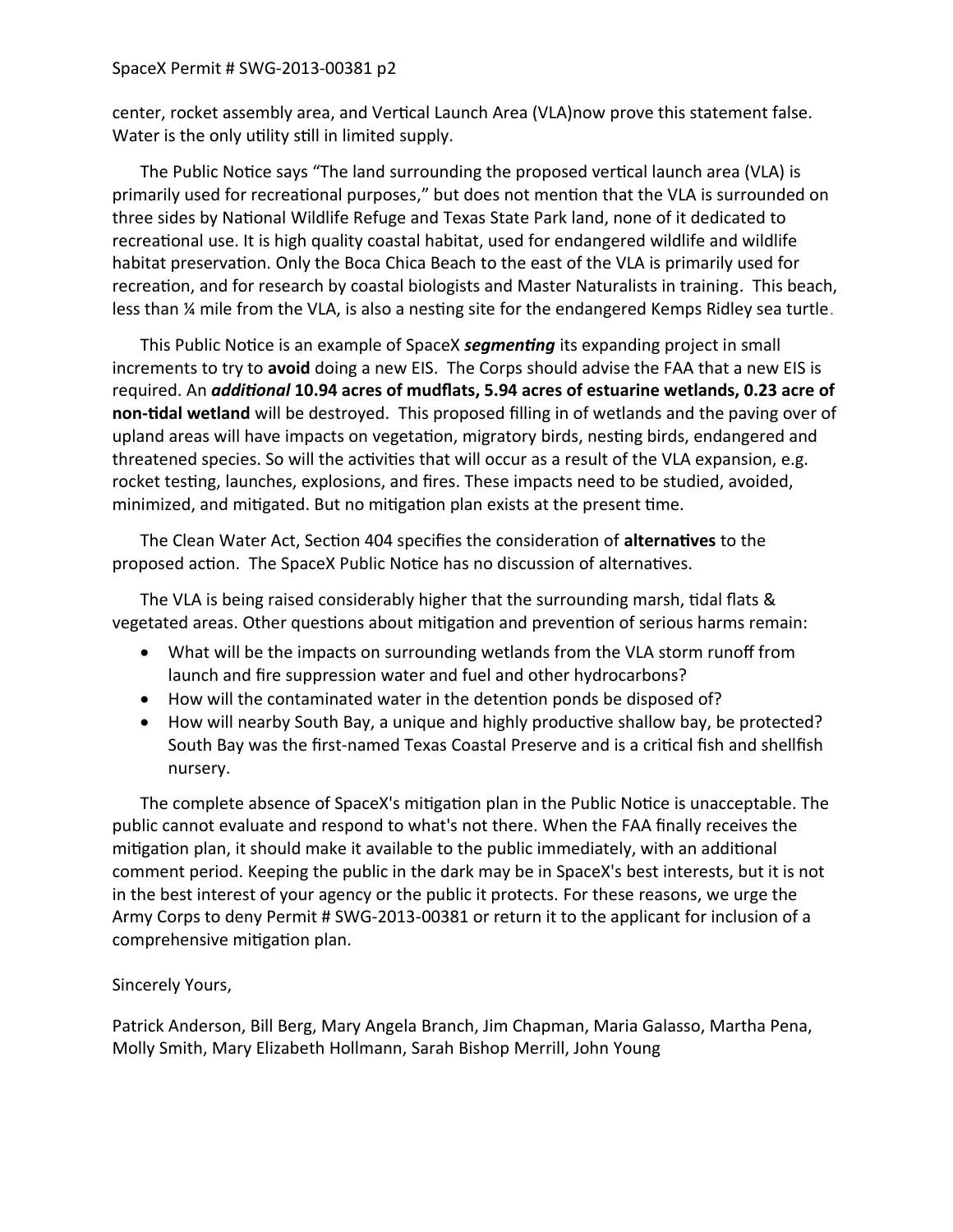center, rocket assembly area, and Vertical Launch Area (VLA)now prove this statement false. Water is the only utility still in limited supply.

The Public Notice says "The land surrounding the proposed vertical launch area (VLA) is primarily used for recreational purposes," but does not mention that the VLA is surrounded on three sides by National Wildlife Refuge and Texas State Park land, none of it dedicated to recreational use. It is high quality coastal habitat, used for endangered wildlife and wildlife habitat preservation. Only the Boca Chica Beach to the east of the VLA is primarily used for recreation, and for research by coastal biologists and Master Naturalists in training. This beach, less than ¼ mile from the VLA, is also a nesting site for the endangered Kemps Ridley sea turtle.

This Public Notice is an example of SpaceX ***segmenting*** its expanding project in small increments to try to **avoid** doing a new EIS. The Corps should advise the FAA that a new EIS is required. An ***additional*** **10.94 acres of mudflats, 5.94 acres of estuarine wetlands, 0.23 acre of non-tidal wetland** will be destroyed. This proposed filling in of wetlands and the paving over of upland areas will have impacts on vegetation, migratory birds, nesting birds, endangered and threatened species. So will the activities that will occur as a result of the VLA expansion, e.g. rocket testing, launches, explosions, and fires. These impacts need to be studied, avoided, minimized, and mitigated. But no mitigation plan exists at the present time.

The Clean Water Act, Section 404 specifies the consideration of **alternatives** to the proposed action. The SpaceX Public Notice has no discussion of alternatives.

The VLA is being raised considerably higher that the surrounding marsh, tidal flats & vegetated areas. Other questions about mitigation and prevention of serious harms remain:

- What will be the impacts on surrounding wetlands from the VLA storm runoff from launch and fire suppression water and fuel and other hydrocarbons?
- How will the contaminated water in the detention ponds be disposed of?
- How will nearby South Bay, a unique and highly productive shallow bay, be protected? South Bay was the first-named Texas Coastal Preserve and is a critical fish and shellfish nursery.

The complete absence of SpaceX's mitigation plan in the Public Notice is unacceptable. The public cannot evaluate and respond to what's not there. When the FAA finally receives the mitigation plan, it should make it available to the public immediately, with an additional comment period. Keeping the public in the dark may be in SpaceX's best interests, but it is not in the best interest of your agency or the public it protects. For these reasons, we urge the Army Corps to deny Permit # SWG-2013-00381 or return it to the applicant for inclusion of a comprehensive mitigation plan.

Sincerely Yours,

Patrick Anderson, Bill Berg, Mary Angela Branch, Jim Chapman, Maria Galasso, Martha Pena, Molly Smith, Mary Elizabeth Hollmann, Sarah Bishop Merrill, John Young